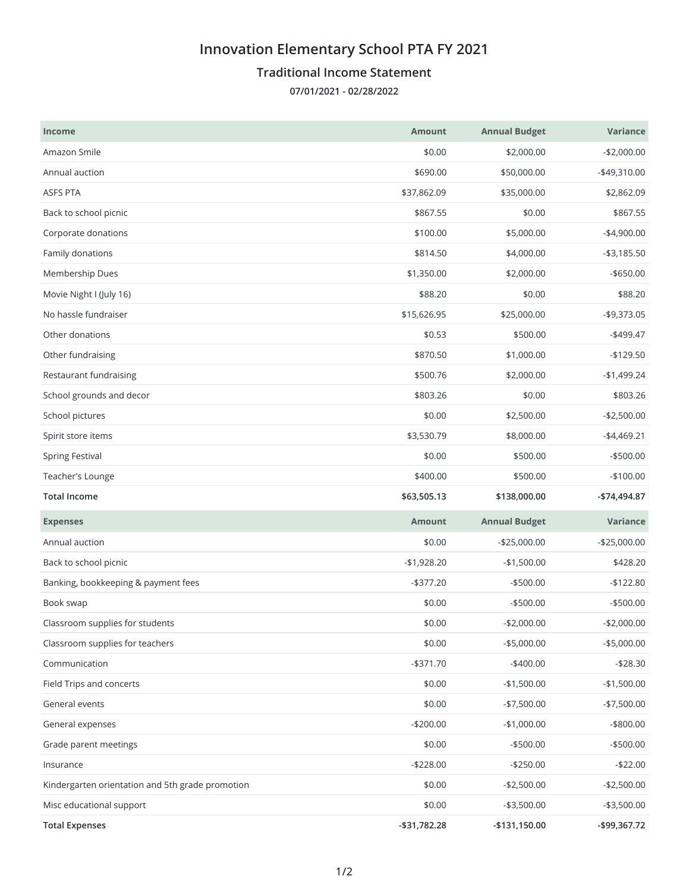# Innovation Elementary School PTA FY 2021

## Traditional Income Statement

**07/01/2021 - 02/28/2022**

| Income | Amount | Annual Budget | Variance |
|---|---|---|---|
| Amazon Smile | $0.00 | $2,000.00 | -$2,000.00 |
| Annual auction | $690.00 | $50,000.00 | -$49,310.00 |
| ASFS PTA | $37,862.09 | $35,000.00 | $2,862.09 |
| Back to school picnic | $867.55 | $0.00 | $867.55 |
| Corporate donations | $100.00 | $5,000.00 | -$4,900.00 |
| Family donations | $814.50 | $4,000.00 | -$3,185.50 |
| Membership Dues | $1,350.00 | $2,000.00 | -$650.00 |
| Movie Night I (July 16) | $88.20 | $0.00 | $88.20 |
| No hassle fundraiser | $15,626.95 | $25,000.00 | -$9,373.05 |
| Other donations | $0.53 | $500.00 | -$499.47 |
| Other fundraising | $870.50 | $1,000.00 | -$129.50 |
| Restaurant fundraising | $500.76 | $2,000.00 | -$1,499.24 |
| School grounds and decor | $803.26 | $0.00 | $803.26 |
| School pictures | $0.00 | $2,500.00 | -$2,500.00 |
| Spirit store items | $3,530.79 | $8,000.00 | -$4,469.21 |
| Spring Festival | $0.00 | $500.00 | -$500.00 |
| Teacher's Lounge | $400.00 | $500.00 | -$100.00 |
| **Total Income** | **$63,505.13** | **$138,000.00** | **-$74,494.87** |

| Expenses | Amount | Annual Budget | Variance |
|---|---|---|---|
| Annual auction | $0.00 | -$25,000.00 | -$25,000.00 |
| Back to school picnic | -$1,928.20 | -$1,500.00 | $428.20 |
| Banking, bookkeeping & payment fees | -$377.20 | -$500.00 | -$122.80 |
| Book swap | $0.00 | -$500.00 | -$500.00 |
| Classroom supplies for students | $0.00 | -$2,000.00 | -$2,000.00 |
| Classroom supplies for teachers | $0.00 | -$5,000.00 | -$5,000.00 |
| Communication | -$371.70 | -$400.00 | -$28.30 |
| Field Trips and concerts | $0.00 | -$1,500.00 | -$1,500.00 |
| General events | $0.00 | -$7,500.00 | -$7,500.00 |
| General expenses | -$200.00 | -$1,000.00 | -$800.00 |
| Grade parent meetings | $0.00 | -$500.00 | -$500.00 |
| Insurance | -$228.00 | -$250.00 | -$22.00 |
| Kindergarten orientation and 5th grade promotion | $0.00 | -$2,500.00 | -$2,500.00 |
| Misc educational support | $0.00 | -$3,500.00 | -$3,500.00 |
| **Total Expenses** | **-$31,782.28** | **-$131,150.00** | **-$99,367.72** |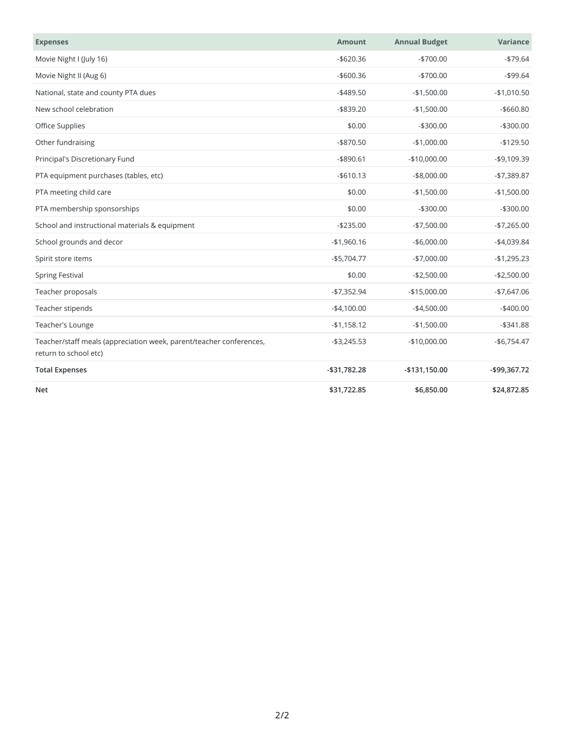| Expenses | Amount | Annual Budget | Variance |
|---|---|---|---|
| Movie Night I (July 16) | -$620.36 | -$700.00 | -$79.64 |
| Movie Night II (Aug 6) | -$600.36 | -$700.00 | -$99.64 |
| National, state and county PTA dues | -$489.50 | -$1,500.00 | -$1,010.50 |
| New school celebration | -$839.20 | -$1,500.00 | -$660.80 |
| Office Supplies | $0.00 | -$300.00 | -$300.00 |
| Other fundraising | -$870.50 | -$1,000.00 | -$129.50 |
| Principal's Discretionary Fund | -$890.61 | -$10,000.00 | -$9,109.39 |
| PTA equipment purchases (tables, etc) | -$610.13 | -$8,000.00 | -$7,389.87 |
| PTA meeting child care | $0.00 | -$1,500.00 | -$1,500.00 |
| PTA membership sponsorships | $0.00 | -$300.00 | -$300.00 |
| School and instructional materials & equipment | -$235.00 | -$7,500.00 | -$7,265.00 |
| School grounds and decor | -$1,960.16 | -$6,000.00 | -$4,039.84 |
| Spirit store items | -$5,704.77 | -$7,000.00 | -$1,295.23 |
| Spring Festival | $0.00 | -$2,500.00 | -$2,500.00 |
| Teacher proposals | -$7,352.94 | -$15,000.00 | -$7,647.06 |
| Teacher stipends | -$4,100.00 | -$4,500.00 | -$400.00 |
| Teacher's Lounge | -$1,158.12 | -$1,500.00 | -$341.88 |
| Teacher/staff meals (appreciation week, parent/teacher conferences, return to school etc) | -$3,245.53 | -$10,000.00 | -$6,754.47 |
| **Total Expenses** | **-$31,782.28** | **-$131,150.00** | **-$99,367.72** |
| **Net** | **$31,722.85** | **$6,850.00** | **$24,872.85** |